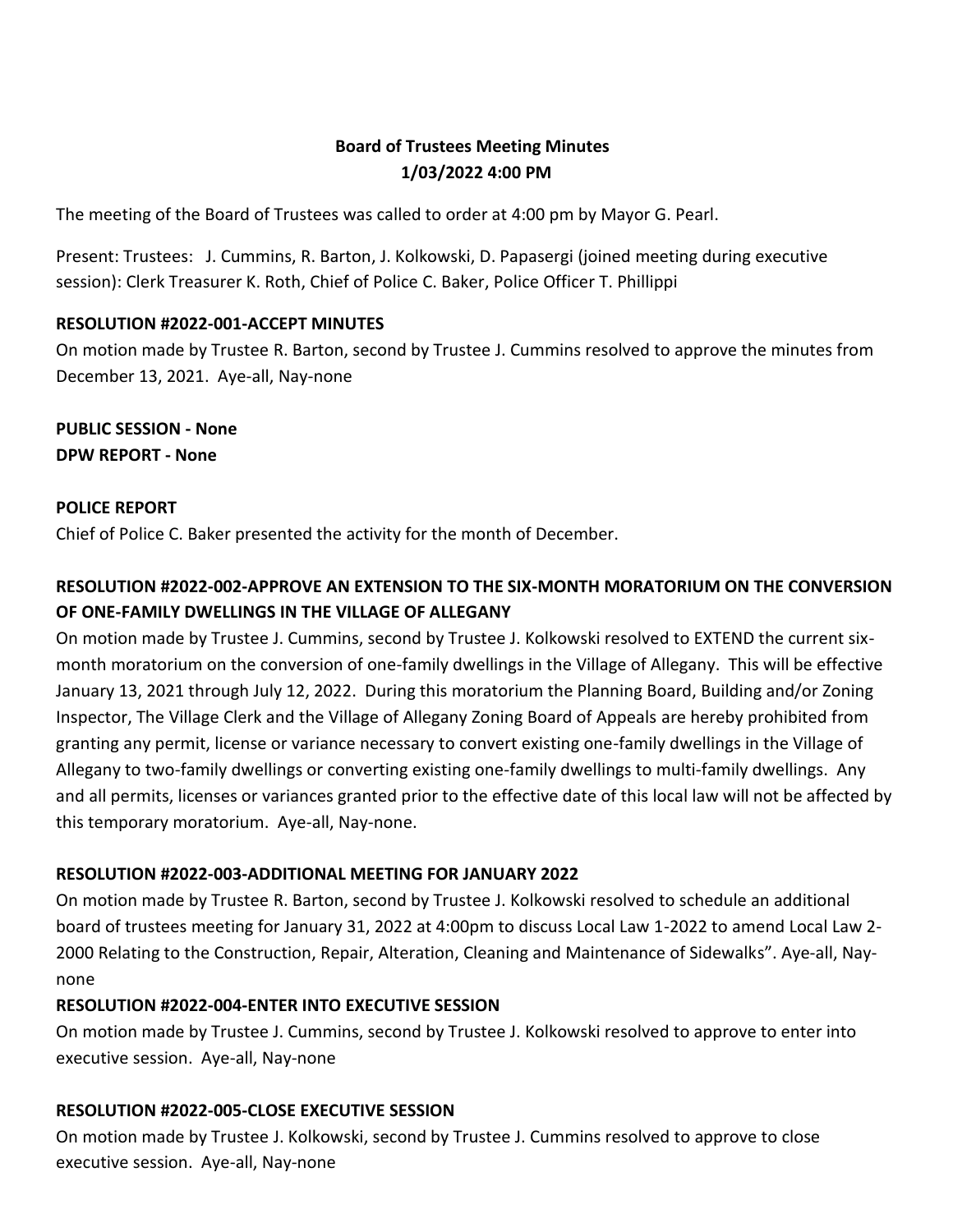**Board of Trustees Meeting Minutes**
**1/03/2022 4:00 PM**

The meeting of the Board of Trustees was called to order at 4:00 pm by Mayor G. Pearl.

Present: Trustees: J. Cummins, R. Barton, J. Kolkowski, D. Papasergi (joined meeting during executive session): Clerk Treasurer K. Roth, Chief of Police C. Baker, Police Officer T. Phillippi

**RESOLUTION #2022-001-ACCEPT MINUTES**

On motion made by Trustee R. Barton, second by Trustee J. Cummins resolved to approve the minutes from December 13, 2021. Aye-all, Nay-none

**PUBLIC SESSION - None**
**DPW REPORT - None**

**POLICE REPORT**

Chief of Police C. Baker presented the activity for the month of December.

**RESOLUTION #2022-002-APPROVE AN EXTENSION TO THE SIX-MONTH MORATORIUM ON THE CONVERSION OF ONE-FAMILY DWELLINGS IN THE VILLAGE OF ALLEGANY**

On motion made by Trustee J. Cummins, second by Trustee J. Kolkowski resolved to EXTEND the current six-month moratorium on the conversion of one-family dwellings in the Village of Allegany. This will be effective January 13, 2021 through July 12, 2022. During this moratorium the Planning Board, Building and/or Zoning Inspector, The Village Clerk and the Village of Allegany Zoning Board of Appeals are hereby prohibited from granting any permit, license or variance necessary to convert existing one-family dwellings in the Village of Allegany to two-family dwellings or converting existing one-family dwellings to multi-family dwellings. Any and all permits, licenses or variances granted prior to the effective date of this local law will not be affected by this temporary moratorium. Aye-all, Nay-none.

**RESOLUTION #2022-003-ADDITIONAL MEETING FOR JANUARY 2022**

On motion made by Trustee R. Barton, second by Trustee J. Kolkowski resolved to schedule an additional board of trustees meeting for January 31, 2022 at 4:00pm to discuss Local Law 1-2022 to amend Local Law 2-2000 Relating to the Construction, Repair, Alteration, Cleaning and Maintenance of Sidewalks". Aye-all, Nay-none

**RESOLUTION #2022-004-ENTER INTO EXECUTIVE SESSION**

On motion made by Trustee J. Cummins, second by Trustee J. Kolkowski resolved to approve to enter into executive session. Aye-all, Nay-none

**RESOLUTION #2022-005-CLOSE EXECUTIVE SESSION**

On motion made by Trustee J. Kolkowski, second by Trustee J. Cummins resolved to approve to close executive session. Aye-all, Nay-none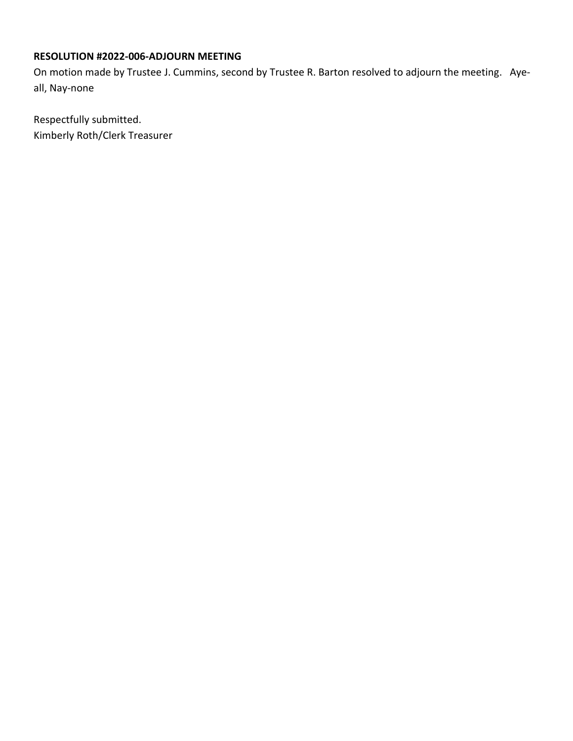**RESOLUTION #2022-006-ADJOURN MEETING**

On motion made by Trustee J. Cummins, second by Trustee R. Barton resolved to adjourn the meeting. Aye-all, Nay-none

Respectfully submitted.
Kimberly Roth/Clerk Treasurer